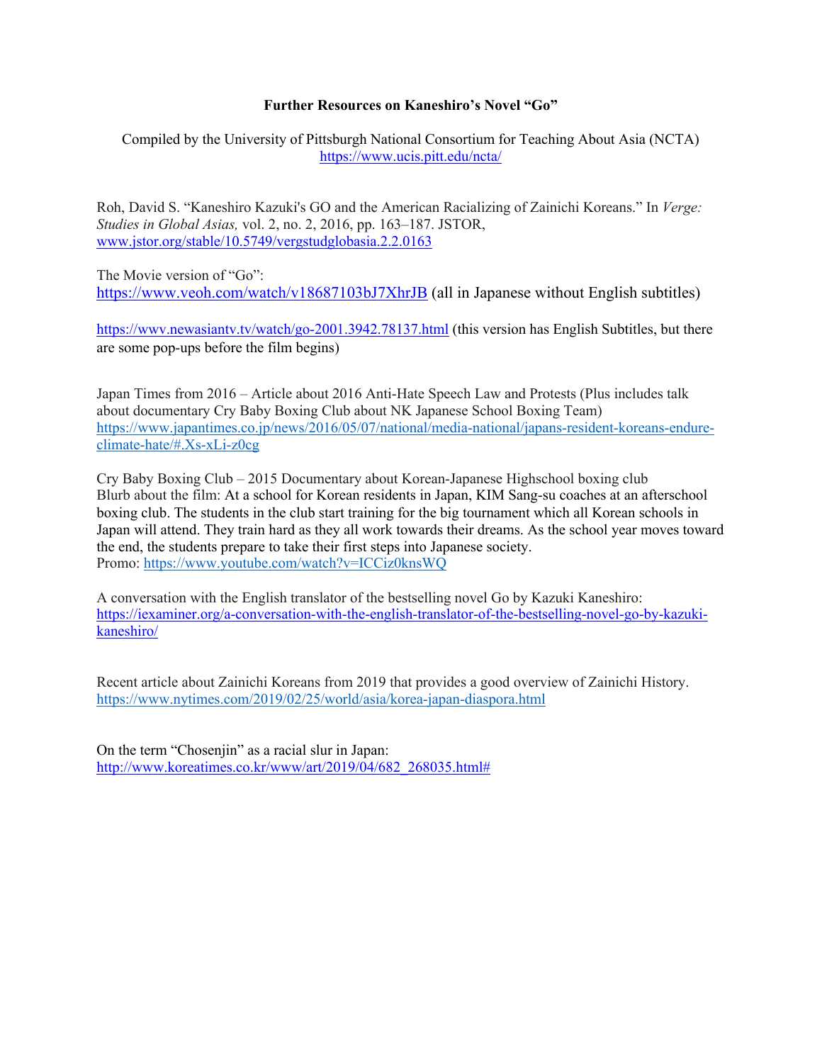**Further Resources on Kaneshiro's Novel "Go"**

Compiled by the University of Pittsburgh National Consortium for Teaching About Asia (NCTA)
https://www.ucis.pitt.edu/ncta/

Roh, David S. "Kaneshiro Kazuki's GO and the American Racializing of Zainichi Koreans." In *Verge: Studies in Global Asias,* vol. 2, no. 2, 2016, pp. 163–187. JSTOR, www.jstor.org/stable/10.5749/vergstudglobasia.2.2.0163

The Movie version of "Go":
https://www.veoh.com/watch/v18687103bJ7XhrJB (all in Japanese without English subtitles)

https://wwv.newasiantv.tv/watch/go-2001.3942.78137.html (this version has English Subtitles, but there are some pop-ups before the film begins)

Japan Times from 2016 – Article about 2016 Anti-Hate Speech Law and Protests (Plus includes talk about documentary Cry Baby Boxing Club about NK Japanese School Boxing Team)
https://www.japantimes.co.jp/news/2016/05/07/national/media-national/japans-resident-koreans-endure-climate-hate/#.Xs-xLi-z0cg

Cry Baby Boxing Club – 2015 Documentary about Korean-Japanese Highschool boxing club
Blurb about the film: At a school for Korean residents in Japan, KIM Sang-su coaches at an afterschool boxing club. The students in the club start training for the big tournament which all Korean schools in Japan will attend. They train hard as they all work towards their dreams. As the school year moves toward the end, the students prepare to take their first steps into Japanese society.
Promo: https://www.youtube.com/watch?v=ICCiz0knsWQ

A conversation with the English translator of the bestselling novel Go by Kazuki Kaneshiro:
https://iexaminer.org/a-conversation-with-the-english-translator-of-the-bestselling-novel-go-by-kazuki-kaneshiro/

Recent article about Zainichi Koreans from 2019 that provides a good overview of Zainichi History.
https://www.nytimes.com/2019/02/25/world/asia/korea-japan-diaspora.html

On the term "Chosenjin" as a racial slur in Japan:
http://www.koreatimes.co.kr/www/art/2019/04/682_268035.html#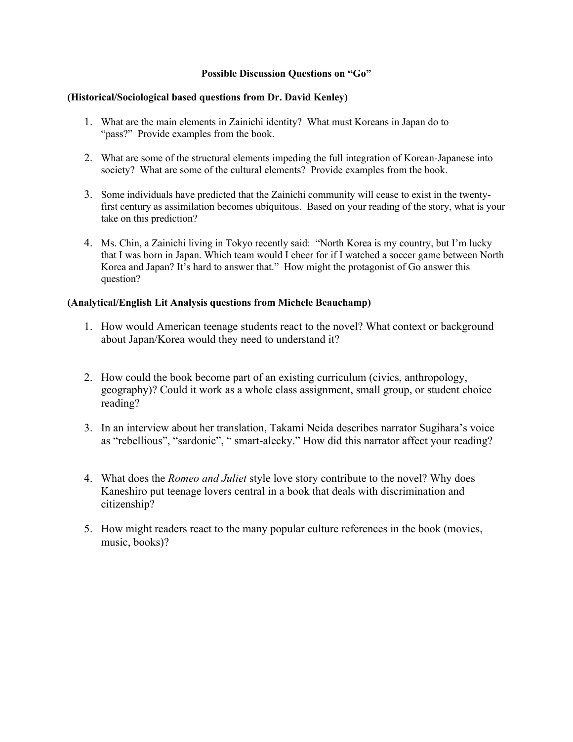## Possible Discussion Questions on "Go"

### (Historical/Sociological based questions from Dr. David Kenley)

1. What are the main elements in Zainichi identity? What must Koreans in Japan do to "pass?" Provide examples from the book.

2. What are some of the structural elements impeding the full integration of Korean-Japanese into society? What are some of the cultural elements? Provide examples from the book.

3. Some individuals have predicted that the Zainichi community will cease to exist in the twenty-first century as assimilation becomes ubiquitous. Based on your reading of the story, what is your take on this prediction?

4. Ms. Chin, a Zainichi living in Tokyo recently said: "North Korea is my country, but I'm lucky that I was born in Japan. Which team would I cheer for if I watched a soccer game between North Korea and Japan? It's hard to answer that." How might the protagonist of Go answer this question?

### (Analytical/English Lit Analysis questions from Michele Beauchamp)

1. How would American teenage students react to the novel? What context or background about Japan/Korea would they need to understand it?

2. How could the book become part of an existing curriculum (civics, anthropology, geography)? Could it work as a whole class assignment, small group, or student choice reading?

3. In an interview about her translation, Takami Neida describes narrator Sugihara's voice as "rebellious", "sardonic", " smart-alecky." How did this narrator affect your reading?

4. What does the *Romeo and Juliet* style love story contribute to the novel? Why does Kaneshiro put teenage lovers central in a book that deals with discrimination and citizenship?

5. How might readers react to the many popular culture references in the book (movies, music, books)?